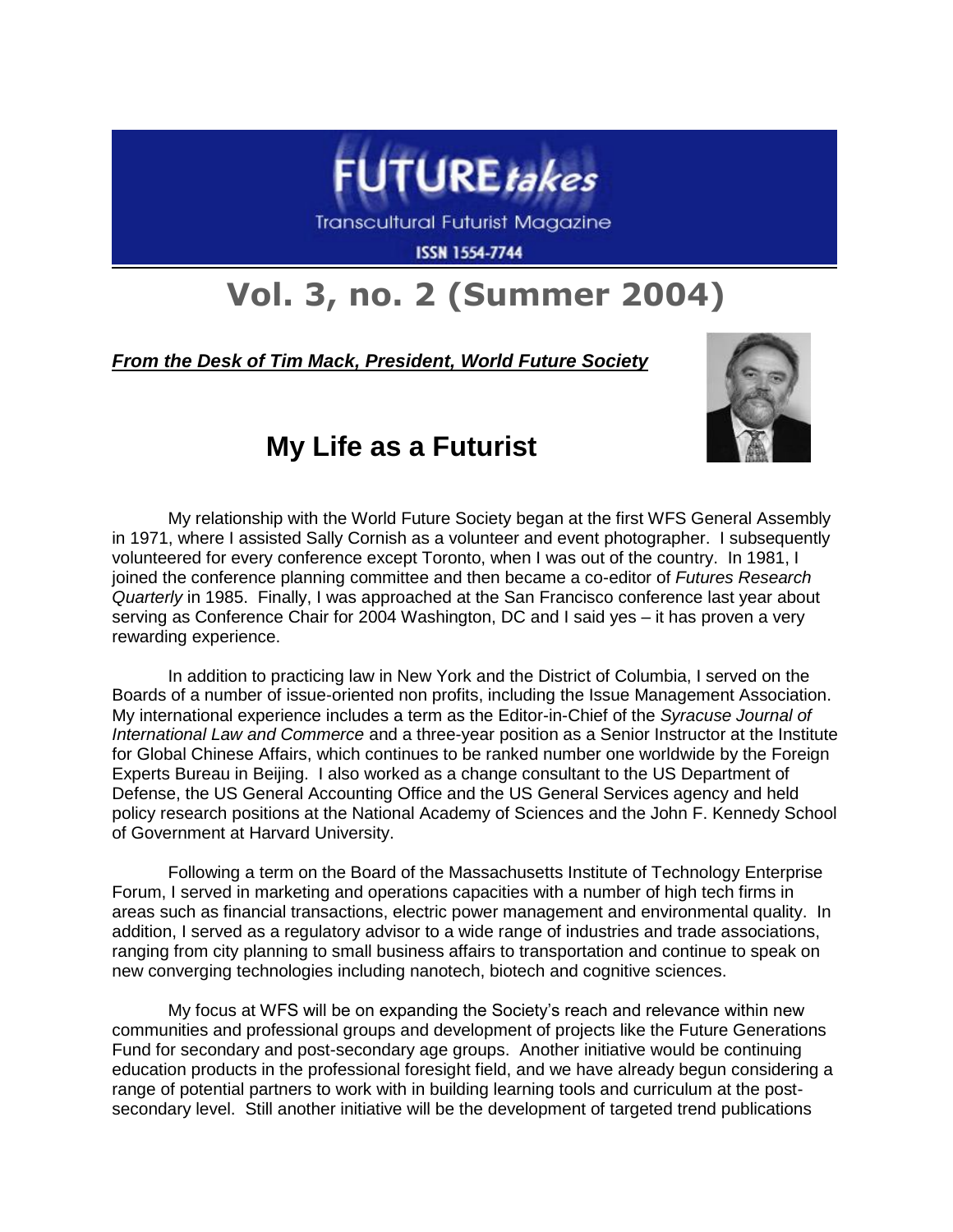# FUTURE*takes*

Transcultural Futurist Magazine

ISSN 1554-7744

# Vol. 3, no. 2 (Summer 2004)

***From the Desk of Tim Mack, President, World Future Society***

## My Life as a Futurist

My relationship with the World Future Society began at the first WFS General Assembly in 1971, where I assisted Sally Cornish as a volunteer and event photographer. I subsequently volunteered for every conference except Toronto, when I was out of the country. In 1981, I joined the conference planning committee and then became a co-editor of *Futures Research Quarterly* in 1985. Finally, I was approached at the San Francisco conference last year about serving as Conference Chair for 2004 Washington, DC and I said yes – it has proven a very rewarding experience.

In addition to practicing law in New York and the District of Columbia, I served on the Boards of a number of issue-oriented non profits, including the Issue Management Association. My international experience includes a term as the Editor-in-Chief of the *Syracuse Journal of International Law and Commerce* and a three-year position as a Senior Instructor at the Institute for Global Chinese Affairs, which continues to be ranked number one worldwide by the Foreign Experts Bureau in Beijing. I also worked as a change consultant to the US Department of Defense, the US General Accounting Office and the US General Services agency and held policy research positions at the National Academy of Sciences and the John F. Kennedy School of Government at Harvard University.

Following a term on the Board of the Massachusetts Institute of Technology Enterprise Forum, I served in marketing and operations capacities with a number of high tech firms in areas such as financial transactions, electric power management and environmental quality. In addition, I served as a regulatory advisor to a wide range of industries and trade associations, ranging from city planning to small business affairs to transportation and continue to speak on new converging technologies including nanotech, biotech and cognitive sciences.

My focus at WFS will be on expanding the Society's reach and relevance within new communities and professional groups and development of projects like the Future Generations Fund for secondary and post-secondary age groups. Another initiative would be continuing education products in the professional foresight field, and we have already begun considering a range of potential partners to work with in building learning tools and curriculum at the post-secondary level. Still another initiative will be the development of targeted trend publications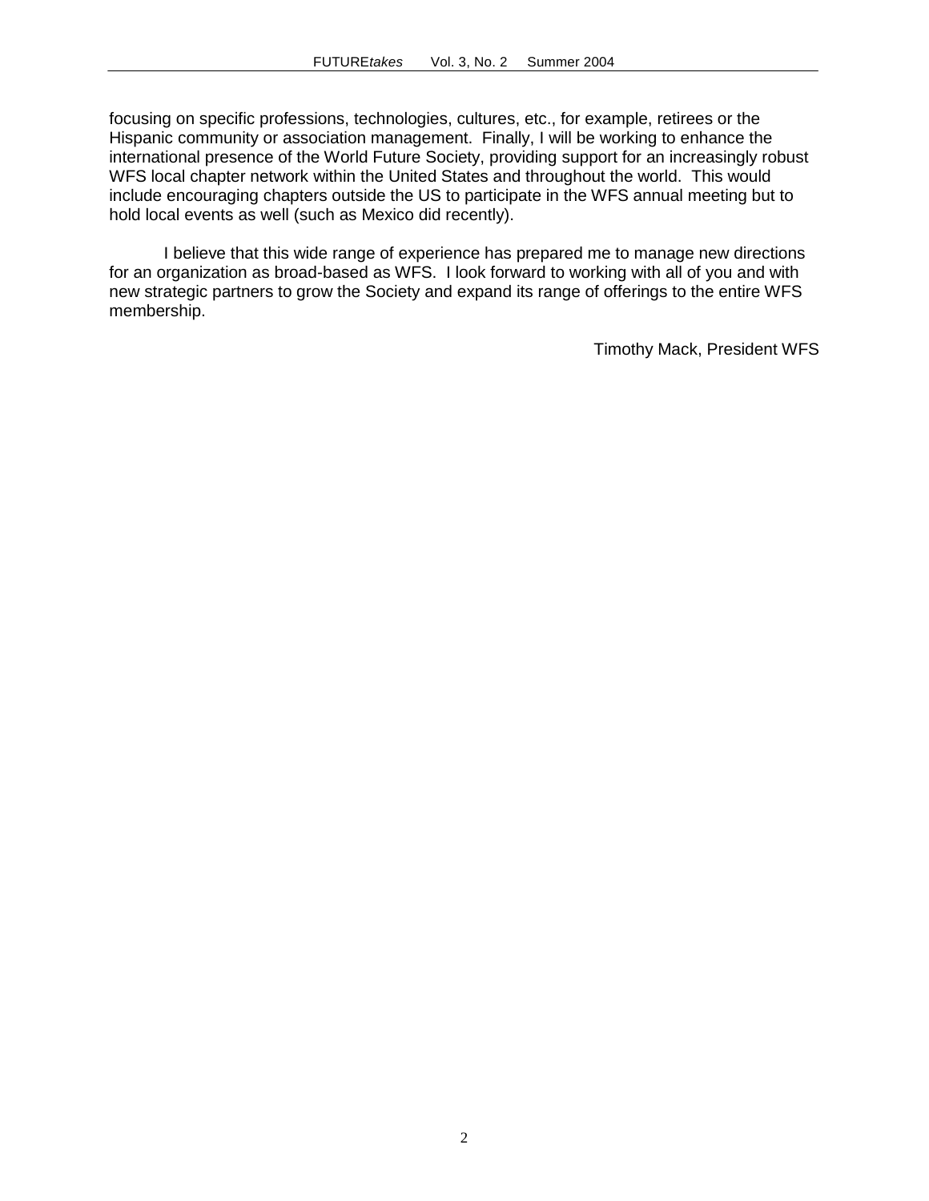focusing on specific professions, technologies, cultures, etc., for example, retirees or the Hispanic community or association management. Finally, I will be working to enhance the international presence of the World Future Society, providing support for an increasingly robust WFS local chapter network within the United States and throughout the world. This would include encouraging chapters outside the US to participate in the WFS annual meeting but to hold local events as well (such as Mexico did recently).

I believe that this wide range of experience has prepared me to manage new directions for an organization as broad-based as WFS. I look forward to working with all of you and with new strategic partners to grow the Society and expand its range of offerings to the entire WFS membership.

Timothy Mack, President WFS